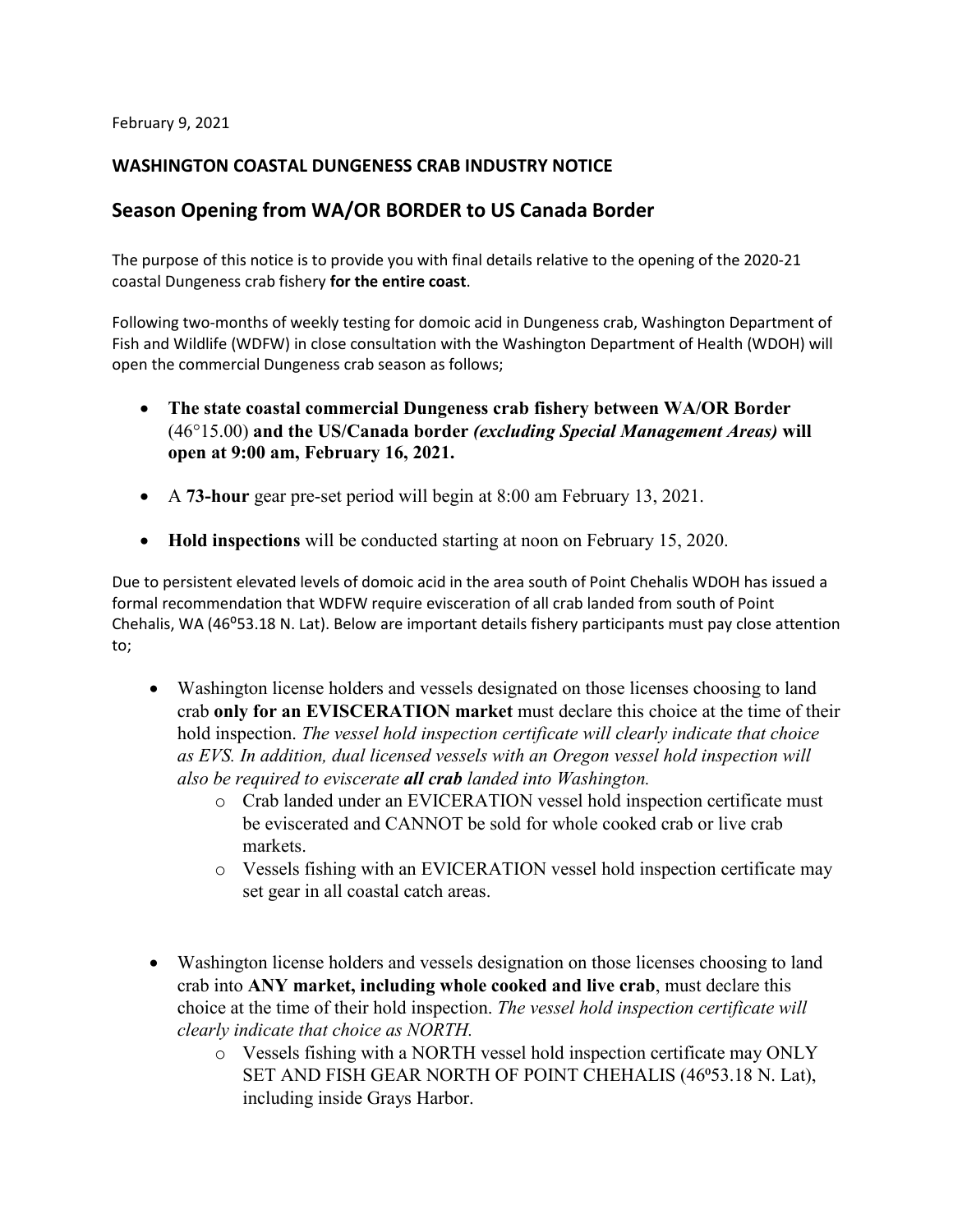February 9, 2021

**WASHINGTON COASTAL DUNGENESS CRAB INDUSTRY NOTICE**

## Season Opening from WA/OR BORDER to US Canada Border

The purpose of this notice is to provide you with final details relative to the opening of the 2020-21 coastal Dungeness crab fishery **for the entire coast**.

Following two-months of weekly testing for domoic acid in Dungeness crab, Washington Department of Fish and Wildlife (WDFW) in close consultation with the Washington Department of Health (WDOH) will open the commercial Dungeness crab season as follows;

- **The state coastal commercial Dungeness crab fishery between WA/OR Border** (46°15.00) **and the US/Canada border** ***(excluding Special Management Areas)*** **will open at 9:00 am, February 16, 2021.**
- A **73-hour** gear pre-set period will begin at 8:00 am February 13, 2021.
- **Hold inspections** will be conducted starting at noon on February 15, 2020.

Due to persistent elevated levels of domoic acid in the area south of Point Chehalis WDOH has issued a formal recommendation that WDFW require evisceration of all crab landed from south of Point Chehalis, WA (46⁰53.18 N. Lat). Below are important details fishery participants must pay close attention to;

- Washington license holders and vessels designated on those licenses choosing to land crab **only for an EVISCERATION market** must declare this choice at the time of their hold inspection. *The vessel hold inspection certificate will clearly indicate that choice as EVS. In addition, dual licensed vessels with an Oregon vessel hold inspection will also be required to eviscerate* ***all crab*** *landed into Washington.*
    - Crab landed under an EVICERATION vessel hold inspection certificate must be eviscerated and CANNOT be sold for whole cooked crab or live crab markets.
    - Vessels fishing with an EVICERATION vessel hold inspection certificate may set gear in all coastal catch areas.

- Washington license holders and vessels designation on those licenses choosing to land crab into **ANY market, including whole cooked and live crab**, must declare this choice at the time of their hold inspection. *The vessel hold inspection certificate will clearly indicate that choice as NORTH.*
    - Vessels fishing with a NORTH vessel hold inspection certificate may ONLY SET AND FISH GEAR NORTH OF POINT CHEHALIS (46⁰53.18 N. Lat), including inside Grays Harbor.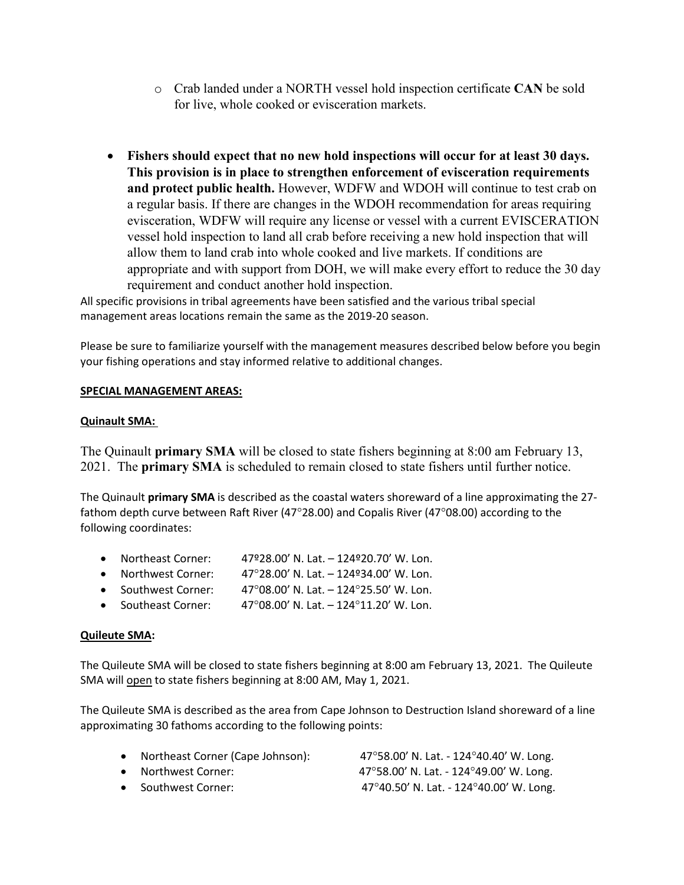- Crab landed under a NORTH vessel hold inspection certificate **CAN** be sold for live, whole cooked or evisceration markets.

- **Fishers should expect that no new hold inspections will occur for at least 30 days. This provision is in place to strengthen enforcement of evisceration requirements and protect public health.** However, WDFW and WDOH will continue to test crab on a regular basis. If there are changes in the WDOH recommendation for areas requiring evisceration, WDFW will require any license or vessel with a current EVISCERATION vessel hold inspection to land all crab before receiving a new hold inspection that will allow them to land crab into whole cooked and live markets. If conditions are appropriate and with support from DOH, we will make every effort to reduce the 30 day requirement and conduct another hold inspection.

All specific provisions in tribal agreements have been satisfied and the various tribal special management areas locations remain the same as the 2019-20 season.

Please be sure to familiarize yourself with the management measures described below before you begin your fishing operations and stay informed relative to additional changes.

**SPECIAL MANAGEMENT AREAS:**

**Quinault SMA:**

The Quinault **primary SMA** will be closed to state fishers beginning at 8:00 am February 13, 2021. The **primary SMA** is scheduled to remain closed to state fishers until further notice.

The Quinault **primary SMA** is described as the coastal waters shoreward of a line approximating the 27-fathom depth curve between Raft River (47°28.00) and Copalis River (47°08.00) according to the following coordinates:

- Northeast Corner: 47º28.00' N. Lat. – 124º20.70' W. Lon.
- Northwest Corner: 47°28.00' N. Lat. – 124º34.00' W. Lon.
- Southwest Corner: 47°08.00' N. Lat. – 124°25.50' W. Lon.
- Southeast Corner: 47°08.00' N. Lat. – 124°11.20' W. Lon.

**Quileute SMA:**

The Quileute SMA will be closed to state fishers beginning at 8:00 am February 13, 2021. The Quileute SMA will open to state fishers beginning at 8:00 AM, May 1, 2021.

The Quileute SMA is described as the area from Cape Johnson to Destruction Island shoreward of a line approximating 30 fathoms according to the following points:

- Northeast Corner (Cape Johnson): 47°58.00' N. Lat. - 124°40.40' W. Long.
- Northwest Corner: 47°58.00' N. Lat. - 124°49.00' W. Long.
- Southwest Corner: 47°40.50' N. Lat. - 124°40.00' W. Long.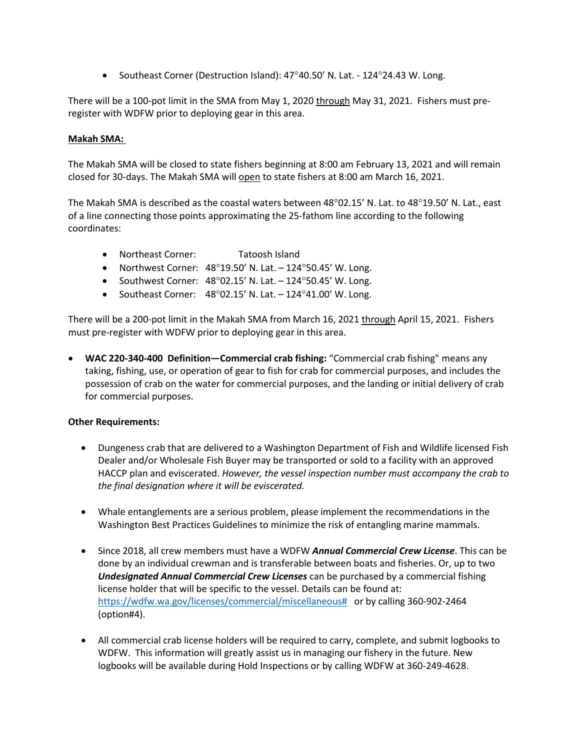- Southeast Corner (Destruction Island): 47°40.50' N. Lat. - 124°24.43 W. Long.

There will be a 100-pot limit in the SMA from May 1, 2020 through May 31, 2021. Fishers must pre-register with WDFW prior to deploying gear in this area.

**Makah SMA:**

The Makah SMA will be closed to state fishers beginning at 8:00 am February 13, 2021 and will remain closed for 30-days. The Makah SMA will open to state fishers at 8:00 am March 16, 2021.

The Makah SMA is described as the coastal waters between 48°02.15' N. Lat. to 48°19.50' N. Lat., east of a line connecting those points approximating the 25-fathom line according to the following coordinates:

- Northeast Corner: Tatoosh Island
- Northwest Corner: 48°19.50' N. Lat. – 124°50.45' W. Long.
- Southwest Corner: 48°02.15' N. Lat. – 124°50.45' W. Long.
- Southeast Corner: 48°02.15' N. Lat. – 124°41.00' W. Long.

There will be a 200-pot limit in the Makah SMA from March 16, 2021 through April 15, 2021. Fishers must pre-register with WDFW prior to deploying gear in this area.

- **WAC 220-340-400 Definition—Commercial crab fishing:** "Commercial crab fishing" means any taking, fishing, use, or operation of gear to fish for crab for commercial purposes, and includes the possession of crab on the water for commercial purposes, and the landing or initial delivery of crab for commercial purposes.

**Other Requirements:**

- Dungeness crab that are delivered to a Washington Department of Fish and Wildlife licensed Fish Dealer and/or Wholesale Fish Buyer may be transported or sold to a facility with an approved HACCP plan and eviscerated. *However, the vessel inspection number must accompany the crab to the final designation where it will be eviscerated.*

- Whale entanglements are a serious problem, please implement the recommendations in the Washington Best Practices Guidelines to minimize the risk of entangling marine mammals.

- Since 2018, all crew members must have a WDFW ***Annual Commercial Crew License***. This can be done by an individual crewman and is transferable between boats and fisheries. Or, up to two ***Undesignated Annual Commercial Crew Licenses*** can be purchased by a commercial fishing license holder that will be specific to the vessel. Details can be found at: https://wdfw.wa.gov/licenses/commercial/miscellaneous# or by calling 360-902-2464 (option#4).

- All commercial crab license holders will be required to carry, complete, and submit logbooks to WDFW. This information will greatly assist us in managing our fishery in the future. New logbooks will be available during Hold Inspections or by calling WDFW at 360-249-4628.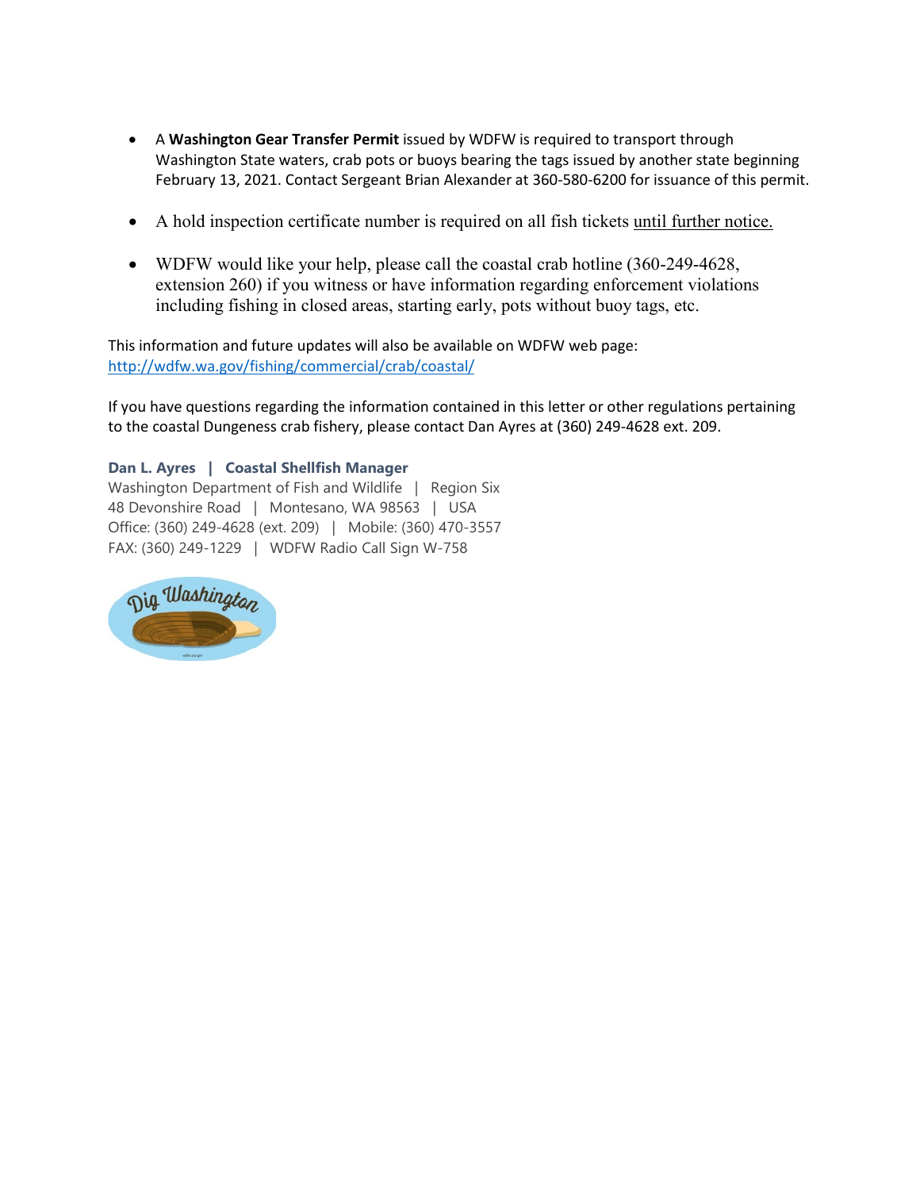- A **Washington Gear Transfer Permit** issued by WDFW is required to transport through Washington State waters, crab pots or buoys bearing the tags issued by another state beginning February 13, 2021. Contact Sergeant Brian Alexander at 360-580-6200 for issuance of this permit.

- A hold inspection certificate number is required on all fish tickets until further notice.

- WDFW would like your help, please call the coastal crab hotline (360-249-4628, extension 260) if you witness or have information regarding enforcement violations including fishing in closed areas, starting early, pots without buoy tags, etc.

This information and future updates will also be available on WDFW web page: http://wdfw.wa.gov/fishing/commercial/crab/coastal/

If you have questions regarding the information contained in this letter or other regulations pertaining to the coastal Dungeness crab fishery, please contact Dan Ayres at (360) 249-4628 ext. 209.

**Dan L. Ayres | Coastal Shellfish Manager**
Washington Department of Fish and Wildlife | Region Six
48 Devonshire Road | Montesano, WA 98563 | USA
Office: (360) 249-4628 (ext. 209) | Mobile: (360) 470-3557
FAX: (360) 249-1229 | WDFW Radio Call Sign W-758